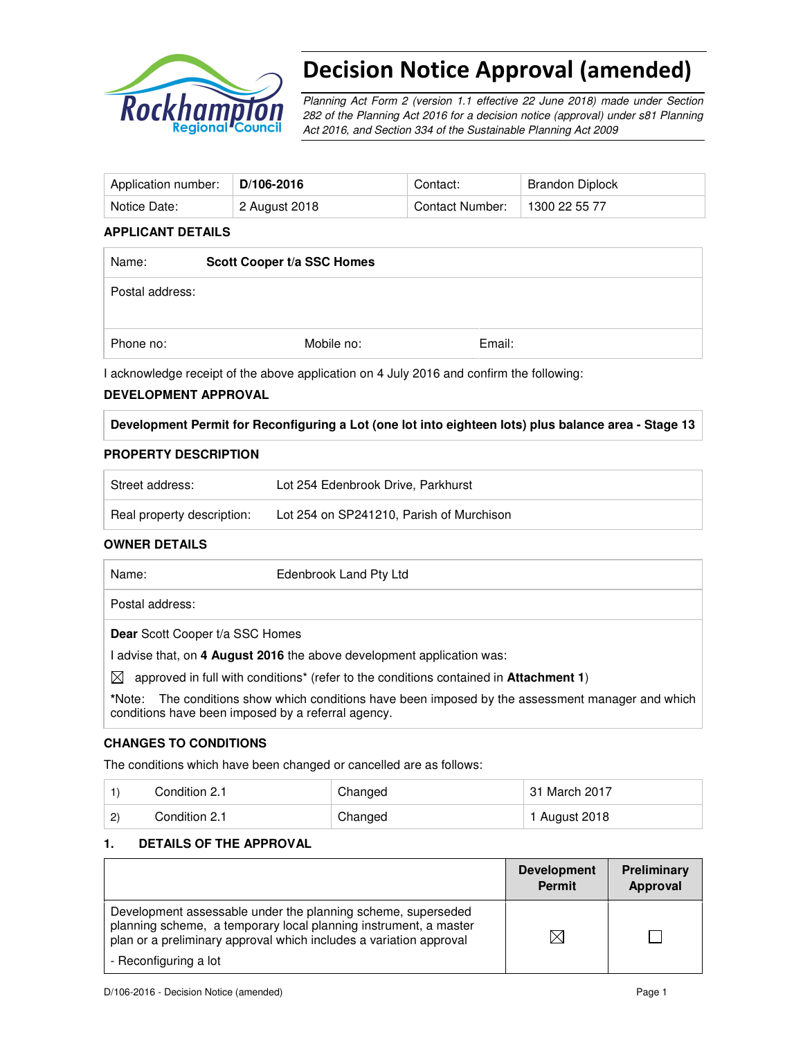# Decision Notice Approval (amended)

*Planning Act Form 2 (version 1.1 effective 22 June 2018) made under Section 282 of the Planning Act 2016 for a decision notice (approval) under s81 Planning Act 2016, and Section 334 of the Sustainable Planning Act 2009*

| Application number: | **D/106-2016** | Contact: | Brandon Diplock |
|---|---|---|---|
| Notice Date: | 2 August 2018 | Contact Number: | 1300 22 55 77 |

**APPLICANT DETAILS**

| Name: | **Scott Cooper t/a SSC Homes** | |
|---|---|---|
| Postal address: | | |
| Phone no: | Mobile no: | Email: |

I acknowledge receipt of the above application on 4 July 2016 and confirm the following:

**DEVELOPMENT APPROVAL**

| **Development Permit for Reconfiguring a Lot (one lot into eighteen lots) plus balance area - Stage 13** |
|---|

**PROPERTY DESCRIPTION**

| Street address: | Lot 254 Edenbrook Drive, Parkhurst |
|---|---|
| Real property description: | Lot 254 on SP241210, Parish of Murchison |

**OWNER DETAILS**

| Name: | Edenbrook Land Pty Ltd |
|---|---|
| Postal address: | |

**Dear** Scott Cooper t/a SSC Homes

I advise that, on **4 August 2016** the above development application was:

☒ approved in full with conditions* (refer to the conditions contained in **Attachment 1**)

*Note: The conditions show which conditions have been imposed by the assessment manager and which conditions have been imposed by a referral agency.

**CHANGES TO CONDITIONS**

The conditions which have been changed or cancelled are as follows:

| 1) | Condition 2.1 | Changed | 31 March 2017 |
|---|---|---|---|
| 2) | Condition 2.1 | Changed | 1 August 2018 |

**1. DETAILS OF THE APPROVAL**

| | Development Permit | Preliminary Approval |
|---|---|---|
| Development assessable under the planning scheme, superseded planning scheme, a temporary local planning instrument, a master plan or a preliminary approval which includes a variation approval<br>- Reconfiguring a lot | ☒ | ☐ |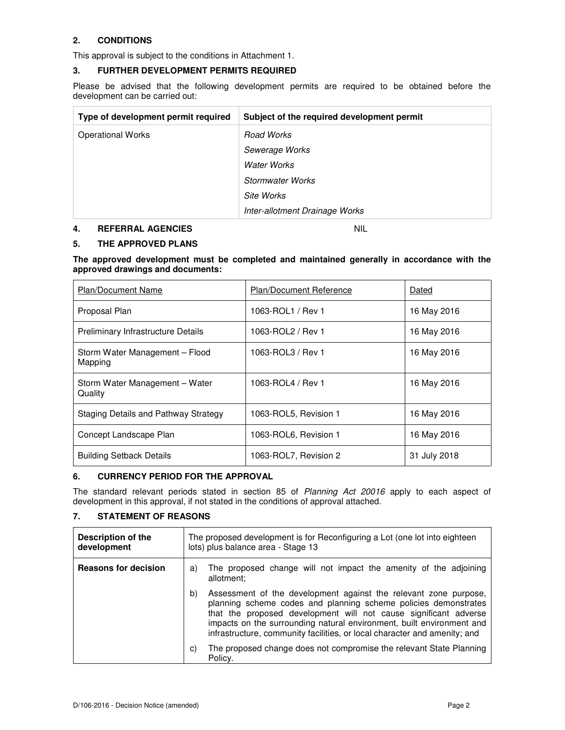## 2. CONDITIONS

This approval is subject to the conditions in Attachment 1.

## 3. FURTHER DEVELOPMENT PERMITS REQUIRED

Please be advised that the following development permits are required to be obtained before the development can be carried out:

| Type of development permit required | Subject of the required development permit |
|---|---|
| Operational Works | *Road Works*<br>*Sewerage Works*<br>*Water Works*<br>*Stormwater Works*<br>*Site Works*<br>*Inter-allotment Drainage Works* |

## 4. REFERRAL AGENCIES

NIL

## 5. THE APPROVED PLANS

**The approved development must be completed and maintained generally in accordance with the approved drawings and documents:**

| Plan/Document Name | Plan/Document Reference | Dated |
|---|---|---|
| Proposal Plan | 1063-ROL1 / Rev 1 | 16 May 2016 |
| Preliminary Infrastructure Details | 1063-ROL2 / Rev 1 | 16 May 2016 |
| Storm Water Management – Flood Mapping | 1063-ROL3 / Rev 1 | 16 May 2016 |
| Storm Water Management – Water Quality | 1063-ROL4 / Rev 1 | 16 May 2016 |
| Staging Details and Pathway Strategy | 1063-ROL5, Revision 1 | 16 May 2016 |
| Concept Landscape Plan | 1063-ROL6, Revision 1 | 16 May 2016 |
| Building Setback Details | 1063-ROL7, Revision 2 | 31 July 2018 |

## 6. CURRENCY PERIOD FOR THE APPROVAL

The standard relevant periods stated in section 85 of *Planning Act 20016* apply to each aspect of development in this approval, if not stated in the conditions of approval attached.

## 7. STATEMENT OF REASONS

| Description of the development | The proposed development is for Reconfiguring a Lot (one lot into eighteen lots) plus balance area - Stage 13 |
|---|---|
| **Reasons for decision** | a) The proposed change will not impact the amenity of the adjoining allotment;<br>b) Assessment of the development against the relevant zone purpose, planning scheme codes and planning scheme policies demonstrates that the proposed development will not cause significant adverse impacts on the surrounding natural environment, built environment and infrastructure, community facilities, or local character and amenity; and<br>c) The proposed change does not compromise the relevant State Planning Policy. |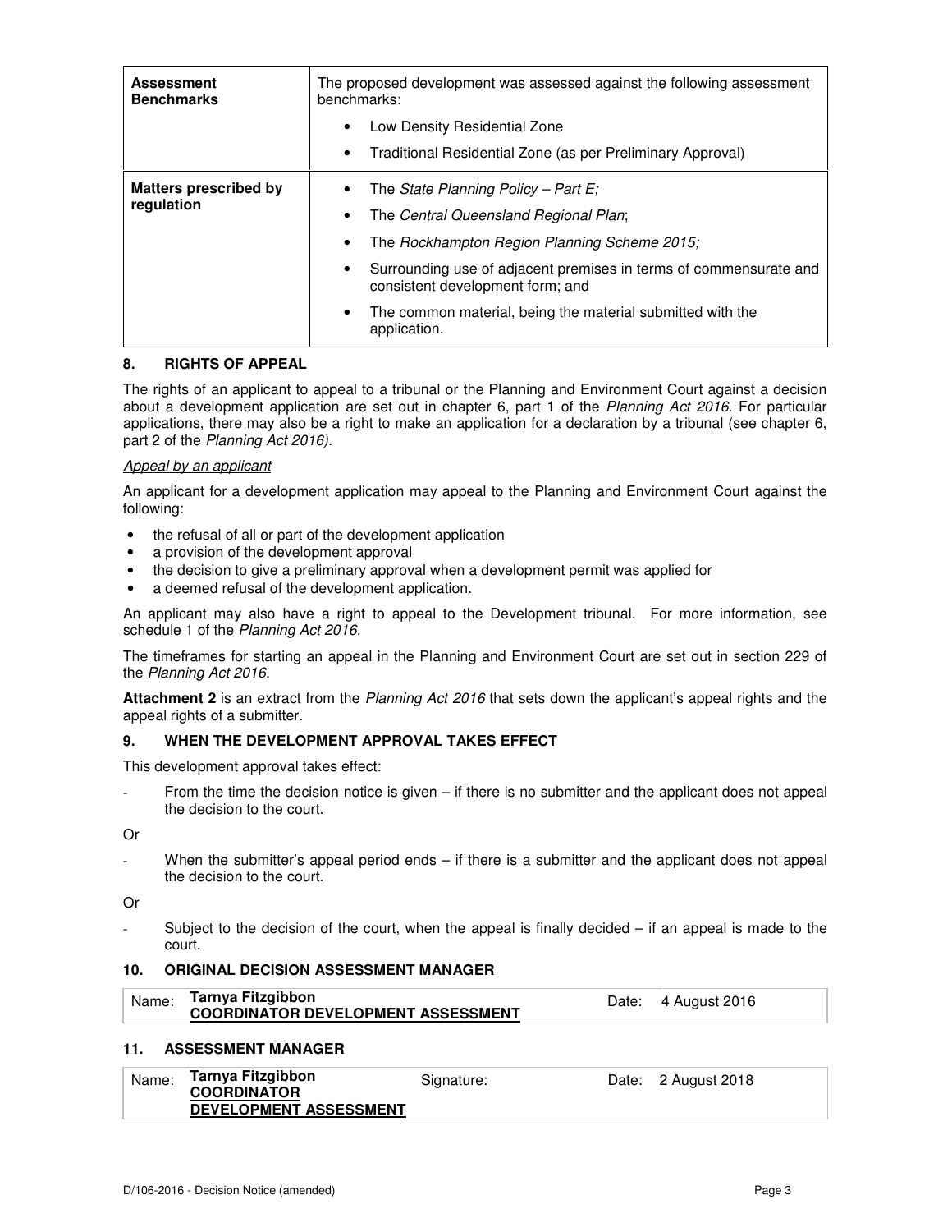| | |
|---|---|
| **Assessment Benchmarks** | The proposed development was assessed against the following assessment benchmarks:<br>• Low Density Residential Zone<br>• Traditional Residential Zone (as per Preliminary Approval) |
| **Matters prescribed by regulation** | • The *State Planning Policy – Part E;*<br>• The *Central Queensland Regional Plan*;<br>• The *Rockhampton Region Planning Scheme 2015;*<br>• Surrounding use of adjacent premises in terms of commensurate and consistent development form; and<br>• The common material, being the material submitted with the application. |

## 8. RIGHTS OF APPEAL

The rights of an applicant to appeal to a tribunal or the Planning and Environment Court against a decision about a development application are set out in chapter 6, part 1 of the *Planning Act 2016*. For particular applications, there may also be a right to make an application for a declaration by a tribunal (see chapter 6, part 2 of the *Planning Act 2016).*

*Appeal by an applicant*

An applicant for a development application may appeal to the Planning and Environment Court against the following:

- the refusal of all or part of the development application
- a provision of the development approval
- the decision to give a preliminary approval when a development permit was applied for
- a deemed refusal of the development application.

An applicant may also have a right to appeal to the Development tribunal. For more information, see schedule 1 of the *Planning Act 2016*.

The timeframes for starting an appeal in the Planning and Environment Court are set out in section 229 of the *Planning Act 2016*.

**Attachment 2** is an extract from the *Planning Act 2016* that sets down the applicant's appeal rights and the appeal rights of a submitter.

## 9. WHEN THE DEVELOPMENT APPROVAL TAKES EFFECT

This development approval takes effect:

- From the time the decision notice is given – if there is no submitter and the applicant does not appeal the decision to the court.

Or

- When the submitter's appeal period ends – if there is a submitter and the applicant does not appeal the decision to the court.

Or

- Subject to the decision of the court, when the appeal is finally decided – if an appeal is made to the court.

## 10. ORIGINAL DECISION ASSESSMENT MANAGER

| Name: | **Tarnya Fitzgibbon**<br>**COORDINATOR DEVELOPMENT ASSESSMENT** | Date: | 4 August 2016 |
|---|---|---|---|

## 11. ASSESSMENT MANAGER

| Name: | **Tarnya Fitzgibbon**<br>**COORDINATOR DEVELOPMENT ASSESSMENT** | Signature: | Date: | 2 August 2018 |
|---|---|---|---|---|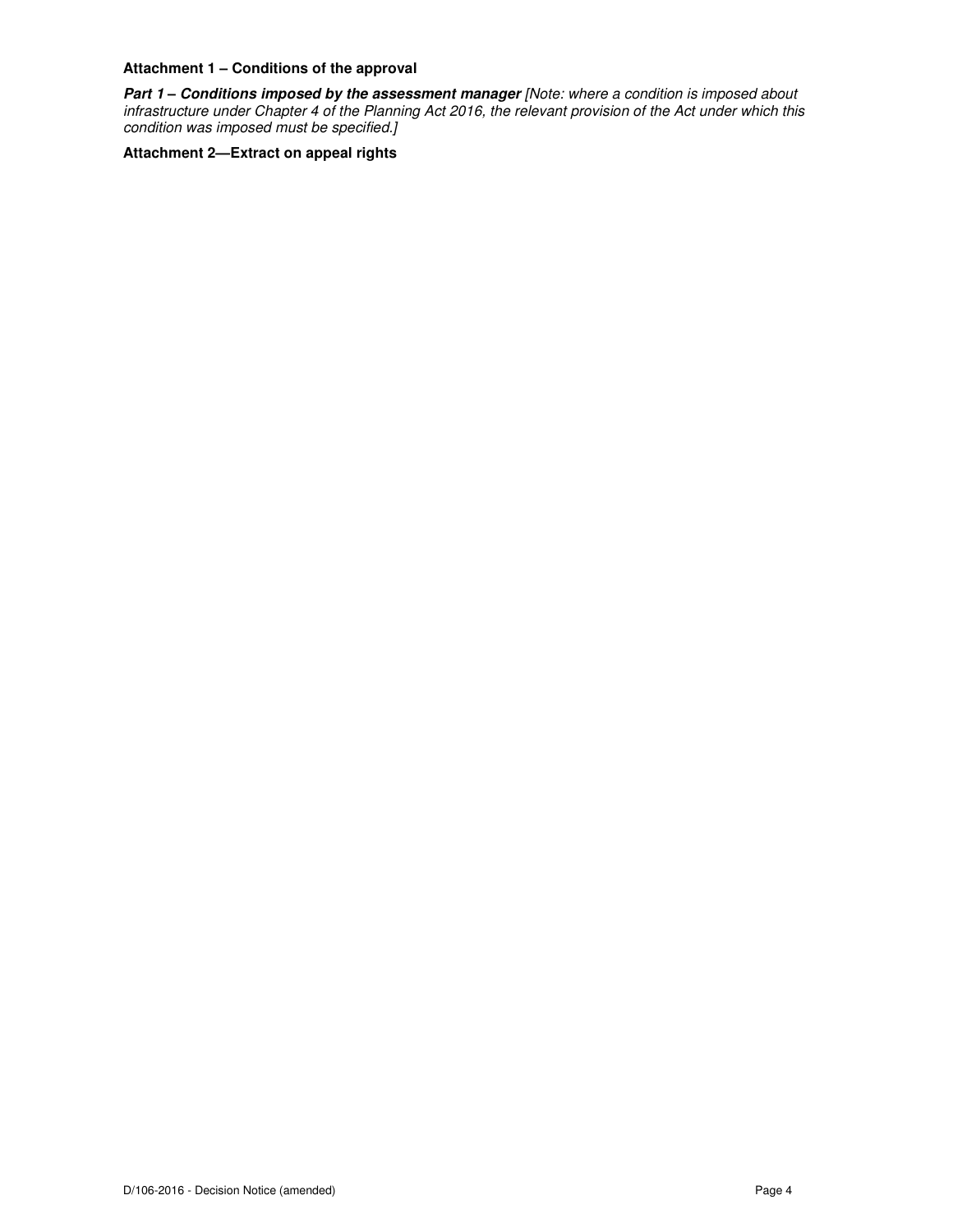**Attachment 1 – Conditions of the approval**

***Part 1 – Conditions imposed by the assessment manager*** *[Note: where a condition is imposed about infrastructure under Chapter 4 of the Planning Act 2016, the relevant provision of the Act under which this condition was imposed must be specified.]*

**Attachment 2—Extract on appeal rights**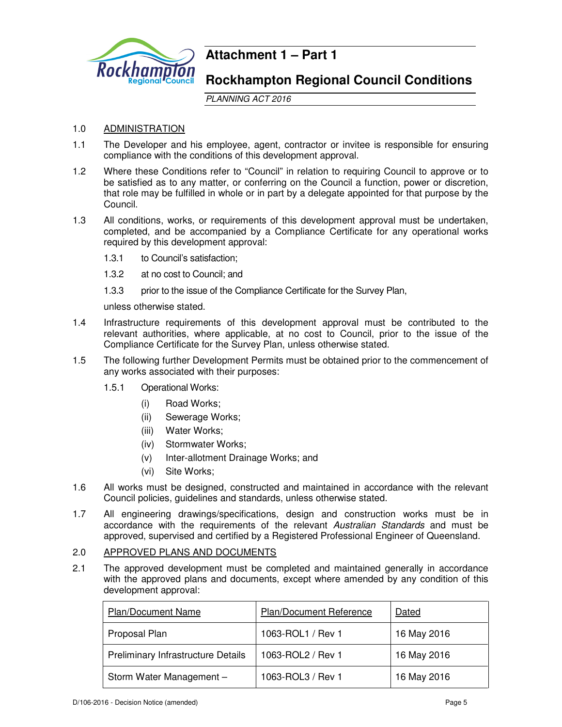# Attachment 1 – Part 1

## Rockhampton Regional Council Conditions

*PLANNING ACT 2016*

1.0 ADMINISTRATION

1.1 The Developer and his employee, agent, contractor or invitee is responsible for ensuring compliance with the conditions of this development approval.

1.2 Where these Conditions refer to "Council" in relation to requiring Council to approve or to be satisfied as to any matter, or conferring on the Council a function, power or discretion, that role may be fulfilled in whole or in part by a delegate appointed for that purpose by the Council.

1.3 All conditions, works, or requirements of this development approval must be undertaken, completed, and be accompanied by a Compliance Certificate for any operational works required by this development approval:

1.3.1 to Council's satisfaction;

1.3.2 at no cost to Council; and

1.3.3 prior to the issue of the Compliance Certificate for the Survey Plan,

unless otherwise stated.

1.4 Infrastructure requirements of this development approval must be contributed to the relevant authorities, where applicable, at no cost to Council, prior to the issue of the Compliance Certificate for the Survey Plan, unless otherwise stated.

1.5 The following further Development Permits must be obtained prior to the commencement of any works associated with their purposes:

1.5.1 Operational Works:

(i) Road Works;

(ii) Sewerage Works;

(iii) Water Works;

(iv) Stormwater Works;

(v) Inter-allotment Drainage Works; and

(vi) Site Works;

1.6 All works must be designed, constructed and maintained in accordance with the relevant Council policies, guidelines and standards, unless otherwise stated.

1.7 All engineering drawings/specifications, design and construction works must be in accordance with the requirements of the relevant *Australian Standards* and must be approved, supervised and certified by a Registered Professional Engineer of Queensland.

2.0 APPROVED PLANS AND DOCUMENTS

2.1 The approved development must be completed and maintained generally in accordance with the approved plans and documents, except where amended by any condition of this development approval:

| Plan/Document Name | Plan/Document Reference | Dated |
|---|---|---|
| Proposal Plan | 1063-ROL1 / Rev 1 | 16 May 2016 |
| Preliminary Infrastructure Details | 1063-ROL2 / Rev 1 | 16 May 2016 |
| Storm Water Management – | 1063-ROL3 / Rev 1 | 16 May 2016 |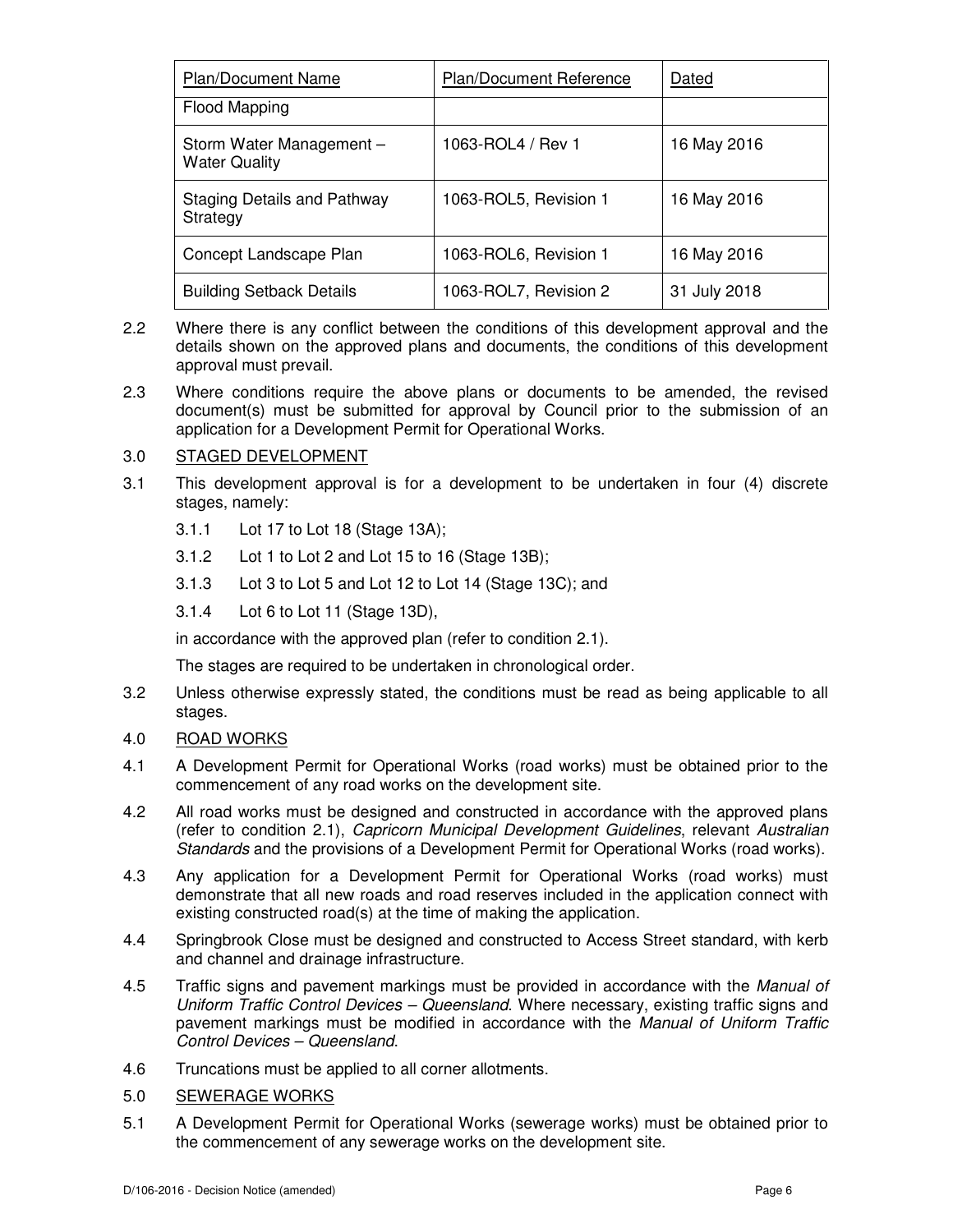| Plan/Document Name | Plan/Document Reference | Dated |
|---|---|---|
| Flood Mapping | | |
| Storm Water Management – Water Quality | 1063-ROL4 / Rev 1 | 16 May 2016 |
| Staging Details and Pathway Strategy | 1063-ROL5, Revision 1 | 16 May 2016 |
| Concept Landscape Plan | 1063-ROL6, Revision 1 | 16 May 2016 |
| Building Setback Details | 1063-ROL7, Revision 2 | 31 July 2018 |

2.2 Where there is any conflict between the conditions of this development approval and the details shown on the approved plans and documents, the conditions of this development approval must prevail.

2.3 Where conditions require the above plans or documents to be amended, the revised document(s) must be submitted for approval by Council prior to the submission of an application for a Development Permit for Operational Works.

3.0 STAGED DEVELOPMENT

3.1 This development approval is for a development to be undertaken in four (4) discrete stages, namely:

3.1.1 Lot 17 to Lot 18 (Stage 13A);

3.1.2 Lot 1 to Lot 2 and Lot 15 to 16 (Stage 13B);

3.1.3 Lot 3 to Lot 5 and Lot 12 to Lot 14 (Stage 13C); and

3.1.4 Lot 6 to Lot 11 (Stage 13D),

in accordance with the approved plan (refer to condition 2.1).

The stages are required to be undertaken in chronological order.

3.2 Unless otherwise expressly stated, the conditions must be read as being applicable to all stages.

4.0 ROAD WORKS

4.1 A Development Permit for Operational Works (road works) must be obtained prior to the commencement of any road works on the development site.

4.2 All road works must be designed and constructed in accordance with the approved plans (refer to condition 2.1), *Capricorn Municipal Development Guidelines*, relevant *Australian Standards* and the provisions of a Development Permit for Operational Works (road works).

4.3 Any application for a Development Permit for Operational Works (road works) must demonstrate that all new roads and road reserves included in the application connect with existing constructed road(s) at the time of making the application.

4.4 Springbrook Close must be designed and constructed to Access Street standard, with kerb and channel and drainage infrastructure.

4.5 Traffic signs and pavement markings must be provided in accordance with the *Manual of Uniform Traffic Control Devices – Queensland*. Where necessary, existing traffic signs and pavement markings must be modified in accordance with the *Manual of Uniform Traffic Control Devices – Queensland*.

4.6 Truncations must be applied to all corner allotments.

5.0 SEWERAGE WORKS

5.1 A Development Permit for Operational Works (sewerage works) must be obtained prior to the commencement of any sewerage works on the development site.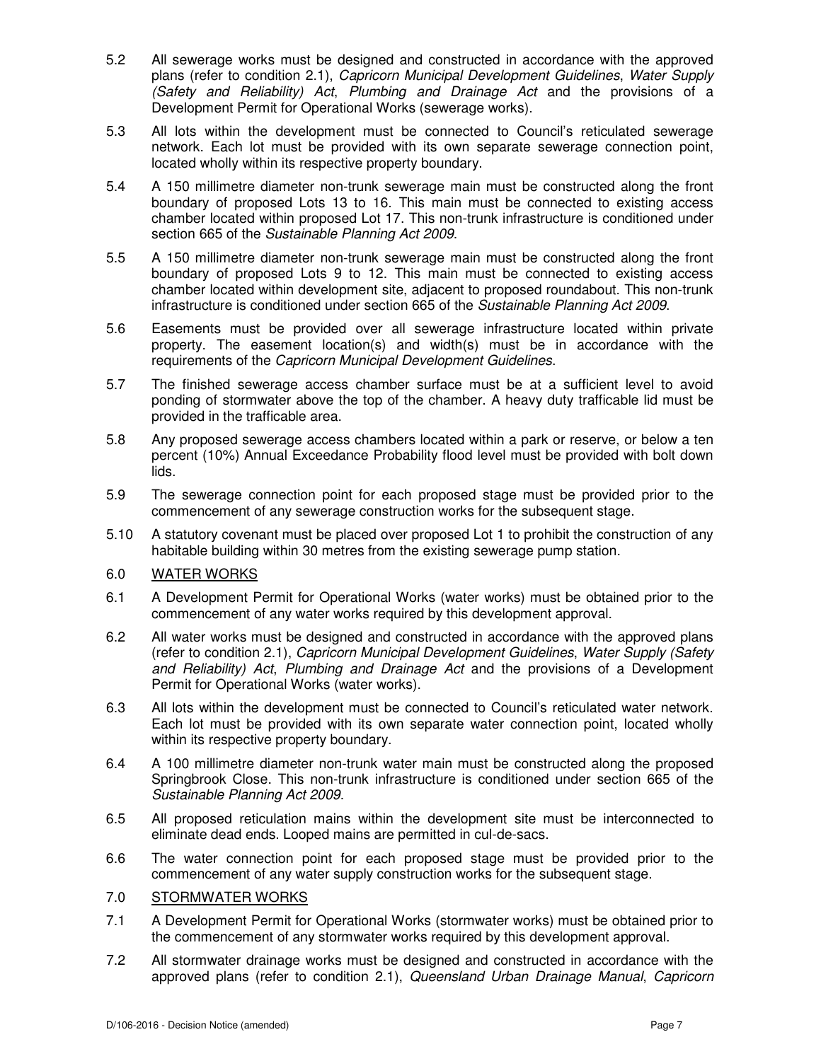5.2 All sewerage works must be designed and constructed in accordance with the approved plans (refer to condition 2.1), *Capricorn Municipal Development Guidelines*, *Water Supply (Safety and Reliability) Act*, *Plumbing and Drainage Act* and the provisions of a Development Permit for Operational Works (sewerage works).

5.3 All lots within the development must be connected to Council's reticulated sewerage network. Each lot must be provided with its own separate sewerage connection point, located wholly within its respective property boundary.

5.4 A 150 millimetre diameter non-trunk sewerage main must be constructed along the front boundary of proposed Lots 13 to 16. This main must be connected to existing access chamber located within proposed Lot 17. This non-trunk infrastructure is conditioned under section 665 of the *Sustainable Planning Act 2009*.

5.5 A 150 millimetre diameter non-trunk sewerage main must be constructed along the front boundary of proposed Lots 9 to 12. This main must be connected to existing access chamber located within development site, adjacent to proposed roundabout. This non-trunk infrastructure is conditioned under section 665 of the *Sustainable Planning Act 2009*.

5.6 Easements must be provided over all sewerage infrastructure located within private property. The easement location(s) and width(s) must be in accordance with the requirements of the *Capricorn Municipal Development Guidelines*.

5.7 The finished sewerage access chamber surface must be at a sufficient level to avoid ponding of stormwater above the top of the chamber. A heavy duty trafficable lid must be provided in the trafficable area.

5.8 Any proposed sewerage access chambers located within a park or reserve, or below a ten percent (10%) Annual Exceedance Probability flood level must be provided with bolt down lids.

5.9 The sewerage connection point for each proposed stage must be provided prior to the commencement of any sewerage construction works for the subsequent stage.

5.10 A statutory covenant must be placed over proposed Lot 1 to prohibit the construction of any habitable building within 30 metres from the existing sewerage pump station.

## 6.0 WATER WORKS

6.1 A Development Permit for Operational Works (water works) must be obtained prior to the commencement of any water works required by this development approval.

6.2 All water works must be designed and constructed in accordance with the approved plans (refer to condition 2.1), *Capricorn Municipal Development Guidelines*, *Water Supply (Safety and Reliability) Act*, *Plumbing and Drainage Act* and the provisions of a Development Permit for Operational Works (water works).

6.3 All lots within the development must be connected to Council's reticulated water network. Each lot must be provided with its own separate water connection point, located wholly within its respective property boundary.

6.4 A 100 millimetre diameter non-trunk water main must be constructed along the proposed Springbrook Close. This non-trunk infrastructure is conditioned under section 665 of the *Sustainable Planning Act 2009*.

6.5 All proposed reticulation mains within the development site must be interconnected to eliminate dead ends. Looped mains are permitted in cul-de-sacs.

6.6 The water connection point for each proposed stage must be provided prior to the commencement of any water supply construction works for the subsequent stage.

## 7.0 STORMWATER WORKS

7.1 A Development Permit for Operational Works (stormwater works) must be obtained prior to the commencement of any stormwater works required by this development approval.

7.2 All stormwater drainage works must be designed and constructed in accordance with the approved plans (refer to condition 2.1), *Queensland Urban Drainage Manual*, *Capricorn*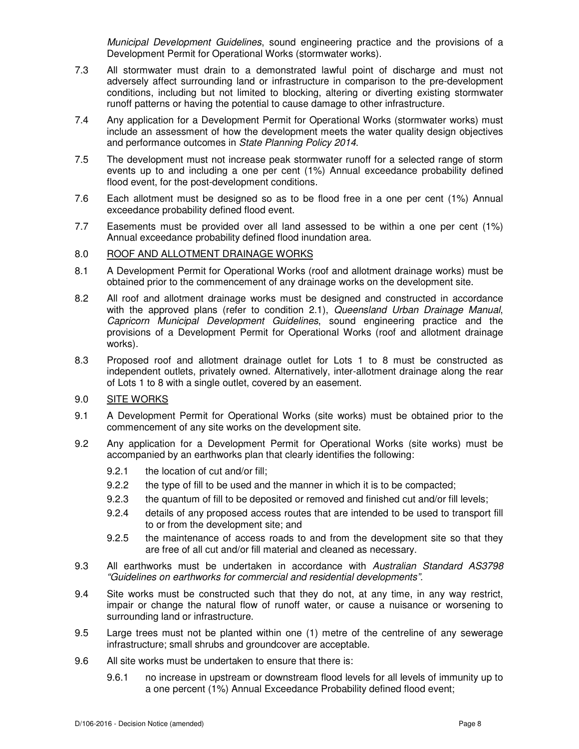*Municipal Development Guidelines*, sound engineering practice and the provisions of a Development Permit for Operational Works (stormwater works).

7.3 All stormwater must drain to a demonstrated lawful point of discharge and must not adversely affect surrounding land or infrastructure in comparison to the pre-development conditions, including but not limited to blocking, altering or diverting existing stormwater runoff patterns or having the potential to cause damage to other infrastructure.

7.4 Any application for a Development Permit for Operational Works (stormwater works) must include an assessment of how the development meets the water quality design objectives and performance outcomes in *State Planning Policy 2014*.

7.5 The development must not increase peak stormwater runoff for a selected range of storm events up to and including a one per cent (1%) Annual exceedance probability defined flood event, for the post-development conditions.

7.6 Each allotment must be designed so as to be flood free in a one per cent (1%) Annual exceedance probability defined flood event.

7.7 Easements must be provided over all land assessed to be within a one per cent (1%) Annual exceedance probability defined flood inundation area.

8.0 <u>ROOF AND ALLOTMENT DRAINAGE WORKS</u>

8.1 A Development Permit for Operational Works (roof and allotment drainage works) must be obtained prior to the commencement of any drainage works on the development site.

8.2 All roof and allotment drainage works must be designed and constructed in accordance with the approved plans (refer to condition 2.1), *Queensland Urban Drainage Manual*, *Capricorn Municipal Development Guidelines*, sound engineering practice and the provisions of a Development Permit for Operational Works (roof and allotment drainage works).

8.3 Proposed roof and allotment drainage outlet for Lots 1 to 8 must be constructed as independent outlets, privately owned. Alternatively, inter-allotment drainage along the rear of Lots 1 to 8 with a single outlet, covered by an easement.

9.0 <u>SITE WORKS</u>

9.1 A Development Permit for Operational Works (site works) must be obtained prior to the commencement of any site works on the development site.

9.2 Any application for a Development Permit for Operational Works (site works) must be accompanied by an earthworks plan that clearly identifies the following:

- 9.2.1 the location of cut and/or fill;
- 9.2.2 the type of fill to be used and the manner in which it is to be compacted;
- 9.2.3 the quantum of fill to be deposited or removed and finished cut and/or fill levels;
- 9.2.4 details of any proposed access routes that are intended to be used to transport fill to or from the development site; and
- 9.2.5 the maintenance of access roads to and from the development site so that they are free of all cut and/or fill material and cleaned as necessary.

9.3 All earthworks must be undertaken in accordance with *Australian Standard AS3798 "Guidelines on earthworks for commercial and residential developments"*.

9.4 Site works must be constructed such that they do not, at any time, in any way restrict, impair or change the natural flow of runoff water, or cause a nuisance or worsening to surrounding land or infrastructure.

9.5 Large trees must not be planted within one (1) metre of the centreline of any sewerage infrastructure; small shrubs and groundcover are acceptable.

9.6 All site works must be undertaken to ensure that there is:

- 9.6.1 no increase in upstream or downstream flood levels for all levels of immunity up to a one percent (1%) Annual Exceedance Probability defined flood event;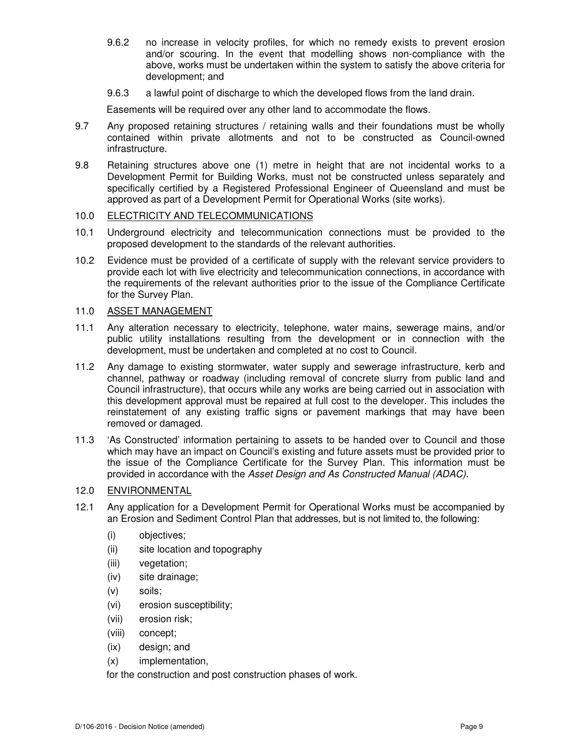9.6.2 no increase in velocity profiles, for which no remedy exists to prevent erosion and/or scouring. In the event that modelling shows non-compliance with the above, works must be undertaken within the system to satisfy the above criteria for development; and

9.6.3 a lawful point of discharge to which the developed flows from the land drain.

Easements will be required over any other land to accommodate the flows.

9.7 Any proposed retaining structures / retaining walls and their foundations must be wholly contained within private allotments and not to be constructed as Council-owned infrastructure.

9.8 Retaining structures above one (1) metre in height that are not incidental works to a Development Permit for Building Works, must not be constructed unless separately and specifically certified by a Registered Professional Engineer of Queensland and must be approved as part of a Development Permit for Operational Works (site works).

10.0 <u>ELECTRICITY AND TELECOMMUNICATIONS</u>

10.1 Underground electricity and telecommunication connections must be provided to the proposed development to the standards of the relevant authorities.

10.2 Evidence must be provided of a certificate of supply with the relevant service providers to provide each lot with live electricity and telecommunication connections, in accordance with the requirements of the relevant authorities prior to the issue of the Compliance Certificate for the Survey Plan.

11.0 <u>ASSET MANAGEMENT</u>

11.1 Any alteration necessary to electricity, telephone, water mains, sewerage mains, and/or public utility installations resulting from the development or in connection with the development, must be undertaken and completed at no cost to Council.

11.2 Any damage to existing stormwater, water supply and sewerage infrastructure, kerb and channel, pathway or roadway (including removal of concrete slurry from public land and Council infrastructure), that occurs while any works are being carried out in association with this development approval must be repaired at full cost to the developer. This includes the reinstatement of any existing traffic signs or pavement markings that may have been removed or damaged.

11.3 'As Constructed' information pertaining to assets to be handed over to Council and those which may have an impact on Council's existing and future assets must be provided prior to the issue of the Compliance Certificate for the Survey Plan. This information must be provided in accordance with the *Asset Design and As Constructed Manual (ADAC).*

12.0 <u>ENVIRONMENTAL</u>

12.1 Any application for a Development Permit for Operational Works must be accompanied by an Erosion and Sediment Control Plan that addresses, but is not limited to, the following:

(i) objectives;
(ii) site location and topography
(iii) vegetation;
(iv) site drainage;
(v) soils;
(vi) erosion susceptibility;
(vii) erosion risk;
(viii) concept;
(ix) design; and
(x) implementation,

for the construction and post construction phases of work.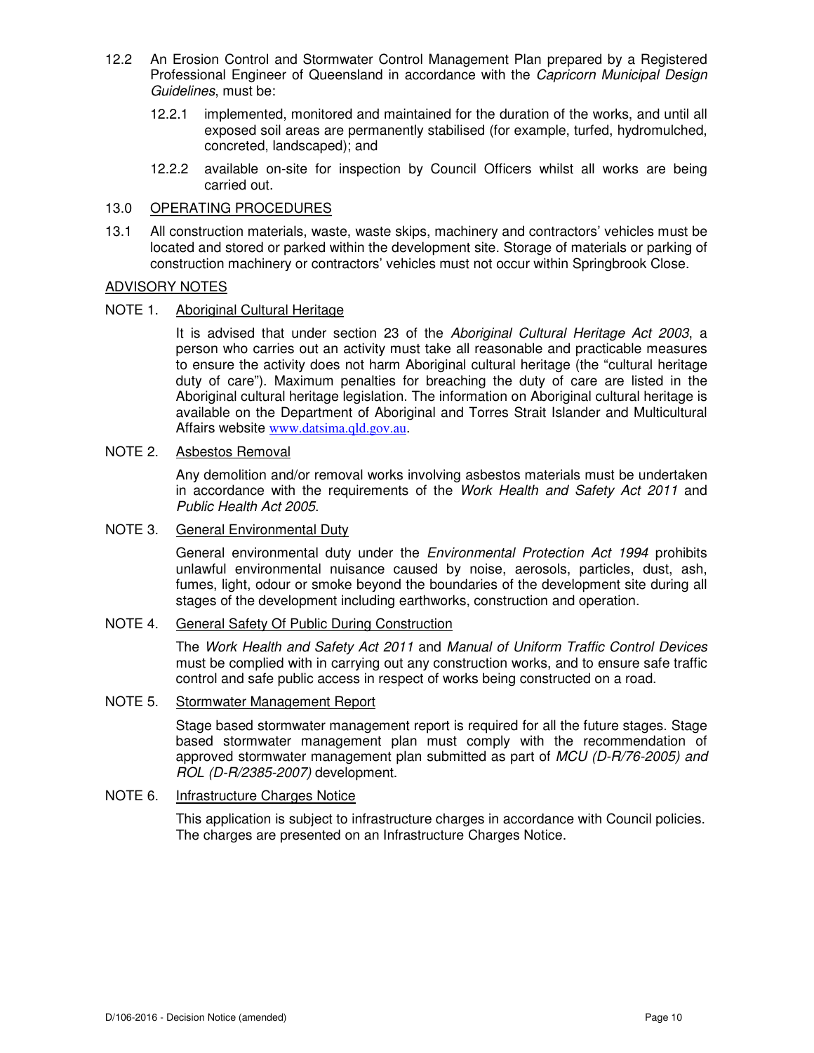12.2 An Erosion Control and Stormwater Control Management Plan prepared by a Registered Professional Engineer of Queensland in accordance with the *Capricorn Municipal Design Guidelines*, must be:

12.2.1 implemented, monitored and maintained for the duration of the works, and until all exposed soil areas are permanently stabilised (for example, turfed, hydromulched, concreted, landscaped); and

12.2.2 available on-site for inspection by Council Officers whilst all works are being carried out.

13.0 OPERATING PROCEDURES

13.1 All construction materials, waste, waste skips, machinery and contractors' vehicles must be located and stored or parked within the development site. Storage of materials or parking of construction machinery or contractors' vehicles must not occur within Springbrook Close.

ADVISORY NOTES

NOTE 1. Aboriginal Cultural Heritage

It is advised that under section 23 of the *Aboriginal Cultural Heritage Act 2003*, a person who carries out an activity must take all reasonable and practicable measures to ensure the activity does not harm Aboriginal cultural heritage (the "cultural heritage duty of care"). Maximum penalties for breaching the duty of care are listed in the Aboriginal cultural heritage legislation. The information on Aboriginal cultural heritage is available on the Department of Aboriginal and Torres Strait Islander and Multicultural Affairs website www.datsima.qld.gov.au.

NOTE 2. Asbestos Removal

Any demolition and/or removal works involving asbestos materials must be undertaken in accordance with the requirements of the *Work Health and Safety Act 2011* and *Public Health Act 2005*.

NOTE 3. General Environmental Duty

General environmental duty under the *Environmental Protection Act 1994* prohibits unlawful environmental nuisance caused by noise, aerosols, particles, dust, ash, fumes, light, odour or smoke beyond the boundaries of the development site during all stages of the development including earthworks, construction and operation.

NOTE 4. General Safety Of Public During Construction

The *Work Health and Safety Act 2011* and *Manual of Uniform Traffic Control Devices* must be complied with in carrying out any construction works, and to ensure safe traffic control and safe public access in respect of works being constructed on a road.

NOTE 5. Stormwater Management Report

Stage based stormwater management report is required for all the future stages. Stage based stormwater management plan must comply with the recommendation of approved stormwater management plan submitted as part of *MCU (D-R/76-2005) and ROL (D-R/2385-2007)* development.

NOTE 6. Infrastructure Charges Notice

This application is subject to infrastructure charges in accordance with Council policies. The charges are presented on an Infrastructure Charges Notice.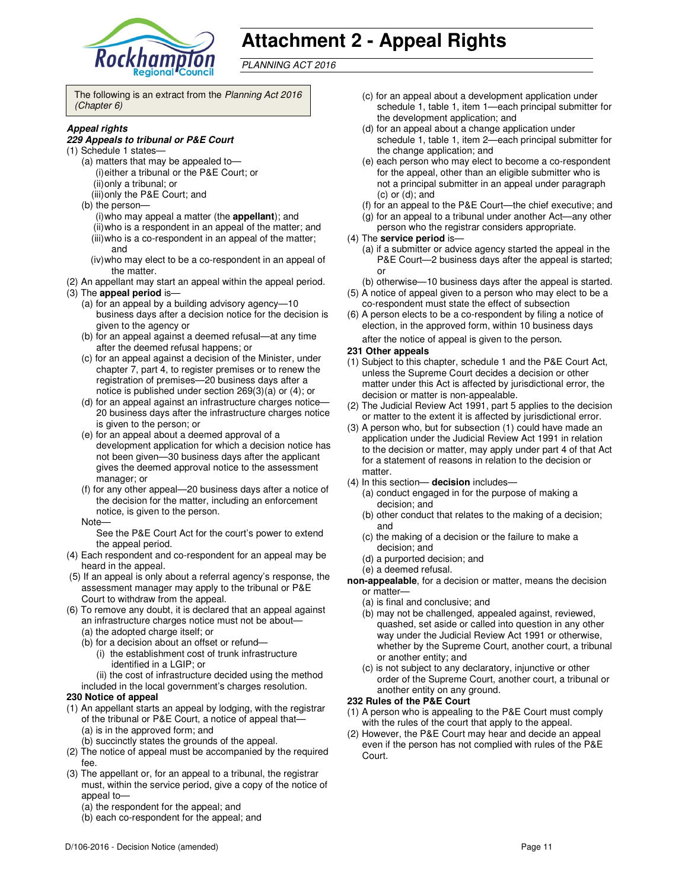# Attachment 2 - Appeal Rights

*PLANNING ACT 2016*

The following is an extract from the *Planning Act 2016 (Chapter 6)*

***Appeal rights***

***229 Appeals to tribunal or P&E Court***

(1) Schedule 1 states—
  (a) matters that may be appealed to—
    (i) either a tribunal or the P&E Court; or
    (ii) only a tribunal; or
    (iii) only the P&E Court; and
  (b) the person—
    (i) who may appeal a matter (the **appellant**); and
    (ii) who is a respondent in an appeal of the matter; and
    (iii) who is a co-respondent in an appeal of the matter; and
    (iv) who may elect to be a co-respondent in an appeal of the matter.

(2) An appellant may start an appeal within the appeal period.

(3) The **appeal period** is—
  (a) for an appeal by a building advisory agency—10 business days after a decision notice for the decision is given to the agency or
  (b) for an appeal against a deemed refusal—at any time after the deemed refusal happens; or
  (c) for an appeal against a decision of the Minister, under chapter 7, part 4, to register premises or to renew the registration of premises—20 business days after a notice is published under section 269(3)(a) or (4); or
  (d) for an appeal against an infrastructure charges notice—20 business days after the infrastructure charges notice is given to the person; or
  (e) for an appeal about a deemed approval of a development application for which a decision notice has not been given—30 business days after the applicant gives the deemed approval notice to the assessment manager; or
  (f) for any other appeal—20 business days after a notice of the decision for the matter, including an enforcement notice, is given to the person.

  Note—
  See the P&E Court Act for the court's power to extend the appeal period.

(4) Each respondent and co-respondent for an appeal may be heard in the appeal.

(5) If an appeal is only about a referral agency's response, the assessment manager may apply to the tribunal or P&E Court to withdraw from the appeal.

(6) To remove any doubt, it is declared that an appeal against an infrastructure charges notice must not be about—
  (a) the adopted charge itself; or
  (b) for a decision about an offset or refund—
    (i) the establishment cost of trunk infrastructure identified in a LGIP; or
    (ii) the cost of infrastructure decided using the method included in the local government's charges resolution.

**230 Notice of appeal**

(1) An appellant starts an appeal by lodging, with the registrar of the tribunal or P&E Court, a notice of appeal that—
  (a) is in the approved form; and
  (b) succinctly states the grounds of the appeal.

(2) The notice of appeal must be accompanied by the required fee.

(3) The appellant or, for an appeal to a tribunal, the registrar must, within the service period, give a copy of the notice of appeal to—
  (a) the respondent for the appeal; and
  (b) each co-respondent for the appeal; and
  (c) for an appeal about a development application under schedule 1, table 1, item 1—each principal submitter for the development application; and
  (d) for an appeal about a change application under schedule 1, table 1, item 2—each principal submitter for the change application; and
  (e) each person who may elect to become a co-respondent for the appeal, other than an eligible submitter who is not a principal submitter in an appeal under paragraph (c) or (d); and
  (f) for an appeal to the P&E Court—the chief executive; and
  (g) for an appeal to a tribunal under another Act—any other person who the registrar considers appropriate.

(4) The **service period** is—
  (a) if a submitter or advice agency started the appeal in the P&E Court—2 business days after the appeal is started; or
  (b) otherwise—10 business days after the appeal is started.

(5) A notice of appeal given to a person who may elect to be a co-respondent must state the effect of subsection

(6) A person elects to be a co-respondent by filing a notice of election, in the approved form, within 10 business days after the notice of appeal is given to the person.

**231 Other appeals**

(1) Subject to this chapter, schedule 1 and the P&E Court Act, unless the Supreme Court decides a decision or other matter under this Act is affected by jurisdictional error, the decision or matter is non-appealable.

(2) The Judicial Review Act 1991, part 5 applies to the decision or matter to the extent it is affected by jurisdictional error.

(3) A person who, but for subsection (1) could have made an application under the Judicial Review Act 1991 in relation to the decision or matter, may apply under part 4 of that Act for a statement of reasons in relation to the decision or matter.

(4) In this section— **decision** includes—
  (a) conduct engaged in for the purpose of making a decision; and
  (b) other conduct that relates to the making of a decision; and
  (c) the making of a decision or the failure to make a decision; and
  (d) a purported decision; and
  (e) a deemed refusal.

**non-appealable**, for a decision or matter, means the decision or matter—
  (a) is final and conclusive; and
  (b) may not be challenged, appealed against, reviewed, quashed, set aside or called into question in any other way under the Judicial Review Act 1991 or otherwise, whether by the Supreme Court, another court, a tribunal or another entity; and
  (c) is not subject to any declaratory, injunctive or other order of the Supreme Court, another court, a tribunal or another entity on any ground.

**232 Rules of the P&E Court**

(1) A person who is appealing to the P&E Court must comply with the rules of the court that apply to the appeal.

(2) However, the P&E Court may hear and decide an appeal even if the person has not complied with rules of the P&E Court.

D/106-2016 - Decision Notice (amended)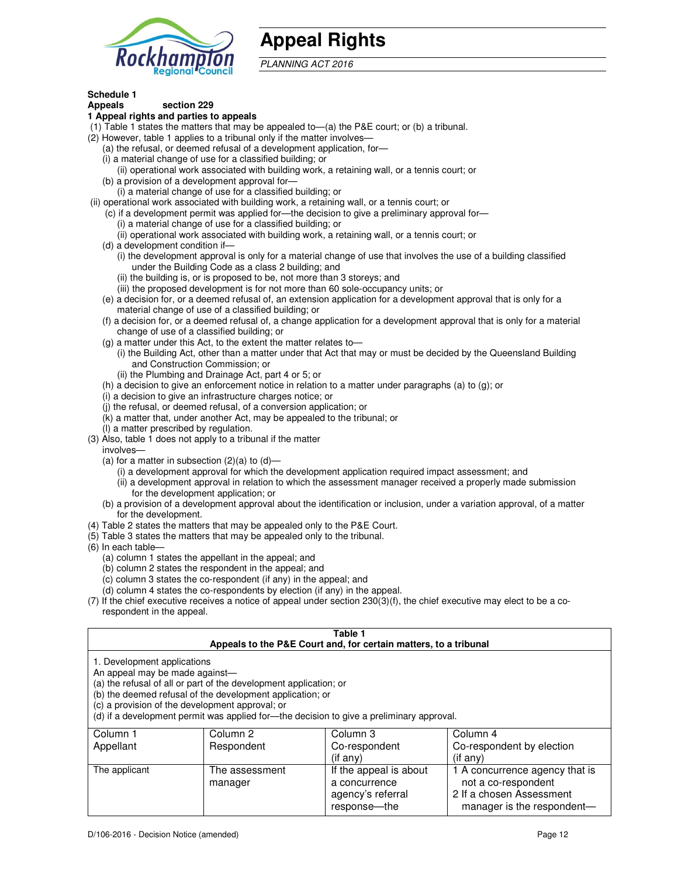# Appeal Rights

*PLANNING ACT 2016*

**Schedule 1**
**Appeals section 229**

**1 Appeal rights and parties to appeals**

(1) Table 1 states the matters that may be appealed to—(a) the P&E court; or (b) a tribunal.

(2) However, table 1 applies to a tribunal only if the matter involves—

(a) the refusal, or deemed refusal of a development application, for—

(i) a material change of use for a classified building; or

(ii) operational work associated with building work, a retaining wall, or a tennis court; or

(b) a provision of a development approval for—

(i) a material change of use for a classified building; or

(ii) operational work associated with building work, a retaining wall, or a tennis court; or

(c) if a development permit was applied for—the decision to give a preliminary approval for—

(i) a material change of use for a classified building; or

(ii) operational work associated with building work, a retaining wall, or a tennis court; or

(d) a development condition if—

(i) the development approval is only for a material change of use that involves the use of a building classified under the Building Code as a class 2 building; and

(ii) the building is, or is proposed to be, not more than 3 storeys; and

(iii) the proposed development is for not more than 60 sole-occupancy units; or

(e) a decision for, or a deemed refusal of, an extension application for a development approval that is only for a material change of use of a classified building; or

(f) a decision for, or a deemed refusal of, a change application for a development approval that is only for a material change of use of a classified building; or

(g) a matter under this Act, to the extent the matter relates to—

(i) the Building Act, other than a matter under that Act that may or must be decided by the Queensland Building and Construction Commission; or

(ii) the Plumbing and Drainage Act, part 4 or 5; or

(h) a decision to give an enforcement notice in relation to a matter under paragraphs (a) to (g); or

(i) a decision to give an infrastructure charges notice; or

(j) the refusal, or deemed refusal, of a conversion application; or

(k) a matter that, under another Act, may be appealed to the tribunal; or

(l) a matter prescribed by regulation.

(3) Also, table 1 does not apply to a tribunal if the matter involves—

(a) for a matter in subsection (2)(a) to (d)—

(i) a development approval for which the development application required impact assessment; and

(ii) a development approval in relation to which the assessment manager received a properly made submission for the development application; or

(b) a provision of a development approval about the identification or inclusion, under a variation approval, of a matter for the development.

(4) Table 2 states the matters that may be appealed only to the P&E Court.

(5) Table 3 states the matters that may be appealed only to the tribunal.

(6) In each table—

(a) column 1 states the appellant in the appeal; and

(b) column 2 states the respondent in the appeal; and

(c) column 3 states the co-respondent (if any) in the appeal; and

(d) column 4 states the co-respondents by election (if any) in the appeal.

(7) If the chief executive receives a notice of appeal under section 230(3)(f), the chief executive may elect to be a co-respondent in the appeal.

**Table 1**
**Appeals to the P&E Court and, for certain matters, to a tribunal**

1. Development applications

An appeal may be made against—

(a) the refusal of all or part of the development application; or

(b) the deemed refusal of the development application; or

(c) a provision of the development approval; or

(d) if a development permit was applied for—the decision to give a preliminary approval.

| Column 1 Appellant | Column 2 Respondent | Column 3 Co-respondent (if any) | Column 4 Co-respondent by election (if any) |
|---|---|---|---|
| The applicant | The assessment manager | If the appeal is about a concurrence agency's referral response—the | 1 A concurrence agency that is not a co-respondent<br>2 If a chosen Assessment manager is the respondent— |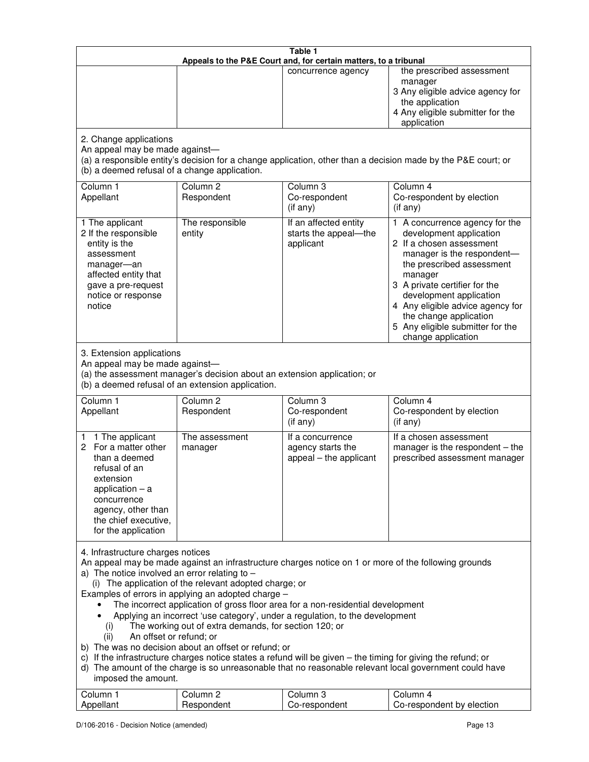**Table 1**
**Appeals to the P&E Court and, for certain matters, to a tribunal**

| | | | |
|---|---|---|---|
| | | concurrence agency | the prescribed assessment manager<br>3 Any eligible advice agency for the application<br>4 Any eligible submitter for the application |

2. Change applications

An appeal may be made against—

(a) a responsible entity's decision for a change application, other than a decision made by the P&E court; or
(b) a deemed refusal of a change application.

| Column 1<br>Appellant | Column 2<br>Respondent | Column 3<br>Co-respondent<br>(if any) | Column 4<br>Co-respondent by election<br>(if any) |
|---|---|---|---|
| 1 The applicant<br>2 If the responsible entity is the assessment manager—an affected entity that gave a pre-request notice or response notice | The responsible entity | If an affected entity starts the appeal—the applicant | 1 A concurrence agency for the development application<br>2 If a chosen assessment manager is the respondent—the prescribed assessment manager<br>3 A private certifier for the development application<br>4 Any eligible advice agency for the change application<br>5 Any eligible submitter for the change application |

3. Extension applications

An appeal may be made against—

(a) the assessment manager's decision about an extension application; or
(b) a deemed refusal of an extension application.

| Column 1<br>Appellant | Column 2<br>Respondent | Column 3<br>Co-respondent<br>(if any) | Column 4<br>Co-respondent by election<br>(if any) |
|---|---|---|---|
| 1 1 The applicant<br>2 For a matter other than a deemed refusal of an extension application – a concurrence agency, other than the chief executive, for the application | The assessment manager | If a concurrence agency starts the appeal – the applicant | If a chosen assessment manager is the respondent – the prescribed assessment manager |

4. Infrastructure charges notices

An appeal may be made against an infrastructure charges notice on 1 or more of the following grounds

a) The notice involved an error relating to –
   (i) The application of the relevant adopted charge; or

Examples of errors in applying an adopted charge –

- The incorrect application of gross floor area for a non-residential development
- Applying an incorrect 'use category', under a regulation, to the development

   (i) The working out of extra demands, for section 120; or
   (ii) An offset or refund; or

b) The was no decision about an offset or refund; or
c) If the infrastructure charges notice states a refund will be given – the timing for giving the refund; or
d) The amount of the charge is so unreasonable that no reasonable relevant local government could have imposed the amount.

| Column 1<br>Appellant | Column 2<br>Respondent | Column 3<br>Co-respondent | Column 4<br>Co-respondent by election |
|---|---|---|---|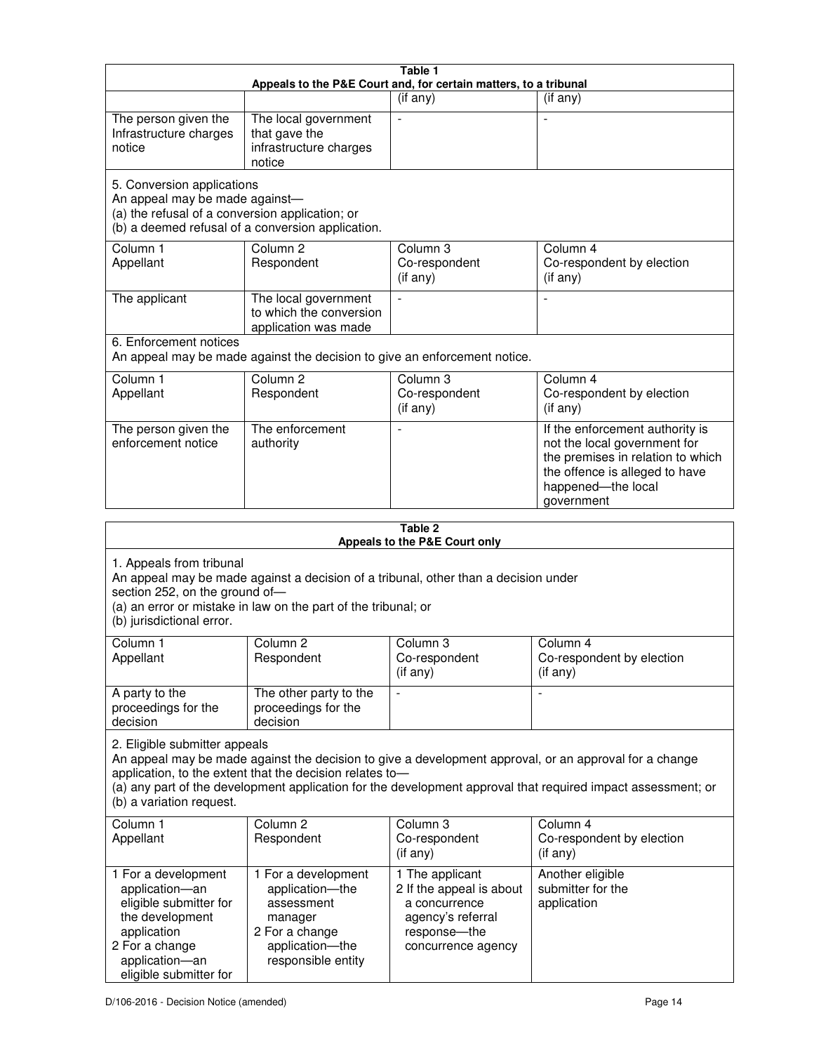| Table 1 | | | |
|---|---|---|---|
| **Appeals to the P&E Court and, for certain matters, to a tribunal** | | | |
| | | (if any) | (if any) |
| The person given the Infrastructure charges notice | The local government that gave the infrastructure charges notice | - | - |
| 5. Conversion applications<br>An appeal may be made against—<br>(a) the refusal of a conversion application; or<br>(b) a deemed refusal of a conversion application. | | | |
| Column 1<br>Appellant | Column 2<br>Respondent | Column 3<br>Co-respondent<br>(if any) | Column 4<br>Co-respondent by election<br>(if any) |
| The applicant | The local government to which the conversion application was made | - | - |
| 6. Enforcement notices<br>An appeal may be made against the decision to give an enforcement notice. | | | |
| Column 1<br>Appellant | Column 2<br>Respondent | Column 3<br>Co-respondent<br>(if any) | Column 4<br>Co-respondent by election<br>(if any) |
| The person given the enforcement notice | The enforcement authority | - | If the enforcement authority is not the local government for the premises in relation to which the offence is alleged to have happened—the local government |

| Table 2 | | | |
|---|---|---|---|
| **Appeals to the P&E Court only** | | | |
| 1. Appeals from tribunal<br>An appeal may be made against a decision of a tribunal, other than a decision under section 252, on the ground of—<br>(a) an error or mistake in law on the part of the tribunal; or<br>(b) jurisdictional error. | | | |
| Column 1<br>Appellant | Column 2<br>Respondent | Column 3<br>Co-respondent<br>(if any) | Column 4<br>Co-respondent by election<br>(if any) |
| A party to the proceedings for the decision | The other party to the proceedings for the decision | - | - |
| 2. Eligible submitter appeals<br>An appeal may be made against the decision to give a development approval, or an approval for a change application, to the extent that the decision relates to—<br>(a) any part of the development application for the development approval that required impact assessment; or<br>(b) a variation request. | | | |
| Column 1<br>Appellant | Column 2<br>Respondent | Column 3<br>Co-respondent<br>(if any) | Column 4<br>Co-respondent by election<br>(if any) |
| 1 For a development application—an eligible submitter for the development application<br>2 For a change application—an eligible submitter for | 1 For a development application—the assessment manager<br>2 For a change application—the responsible entity | 1 The applicant<br>2 If the appeal is about a concurrence agency's referral response—the concurrence agency | Another eligible submitter for the application |

D/106-2016 - Decision Notice (amended)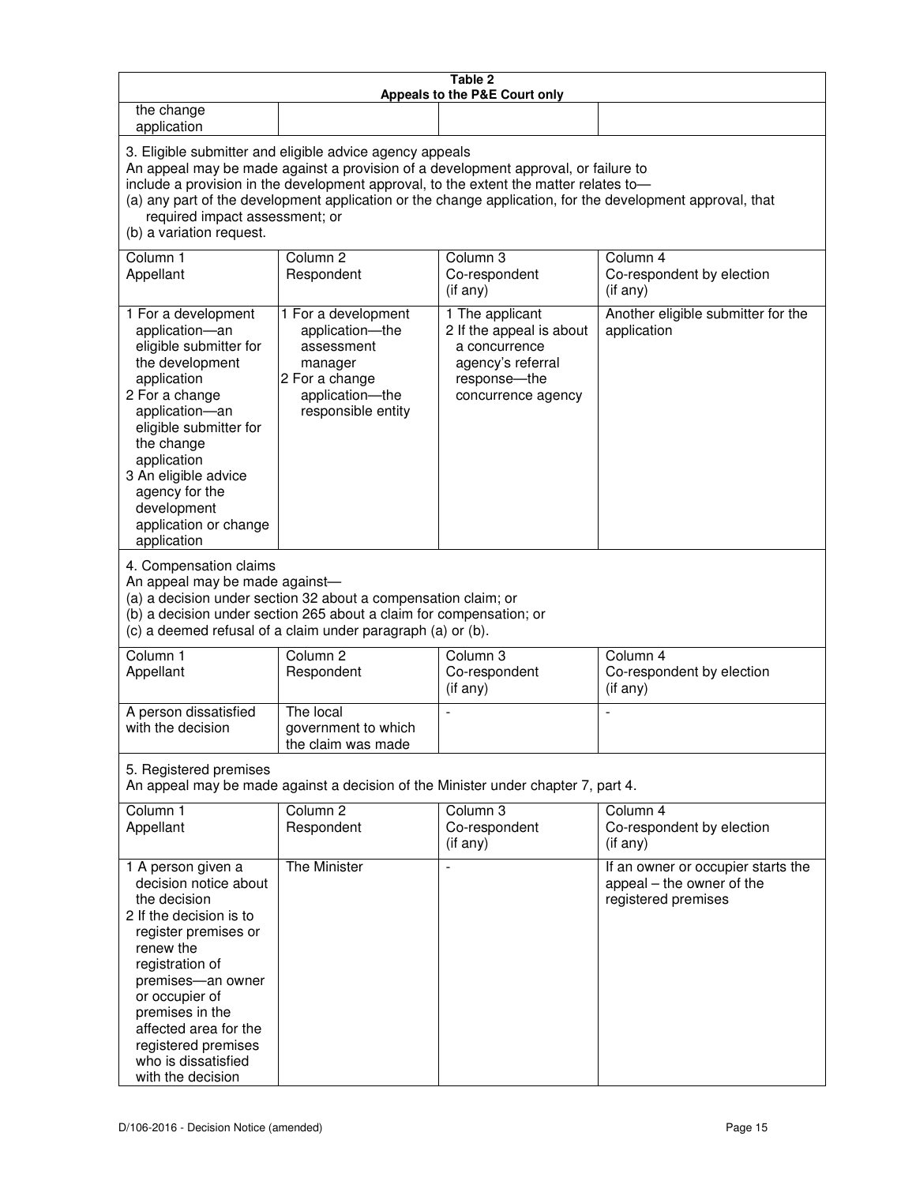| Table 2<br>Appeals to the P&E Court only | | | |
|---|---|---|---|
| the change application | | | |
| **3. Eligible submitter and eligible advice agency appeals**<br>An appeal may be made against a provision of a development approval, or failure to include a provision in the development approval, to the extent the matter relates to—<br>(a) any part of the development application or the change application, for the development approval, that required impact assessment; or<br>(b) a variation request. | | | |
| Column 1<br>Appellant | Column 2<br>Respondent | Column 3<br>Co-respondent<br>(if any) | Column 4<br>Co-respondent by election<br>(if any) |
| 1 For a development application—an eligible submitter for the development application<br>2 For a change application—an eligible submitter for the change application<br>3 An eligible advice agency for the development application or change application | 1 For a development application—the assessment manager<br>2 For a change application—the responsible entity | 1 The applicant<br>2 If the appeal is about a concurrence agency's referral response—the concurrence agency | Another eligible submitter for the application |
| **4. Compensation claims**<br>An appeal may be made against—<br>(a) a decision under section 32 about a compensation claim; or<br>(b) a decision under section 265 about a claim for compensation; or<br>(c) a deemed refusal of a claim under paragraph (a) or (b). | | | |
| Column 1<br>Appellant | Column 2<br>Respondent | Column 3<br>Co-respondent<br>(if any) | Column 4<br>Co-respondent by election<br>(if any) |
| A person dissatisfied with the decision | The local government to which the claim was made | - | - |
| **5. Registered premises**<br>An appeal may be made against a decision of the Minister under chapter 7, part 4. | | | |
| Column 1<br>Appellant | Column 2<br>Respondent | Column 3<br>Co-respondent<br>(if any) | Column 4<br>Co-respondent by election<br>(if any) |
| 1 A person given a decision notice about the decision<br>2 If the decision is to register premises or renew the registration of premises—an owner or occupier of premises in the affected area for the registered premises who is dissatisfied with the decision | The Minister | - | If an owner or occupier starts the appeal – the owner of the registered premises |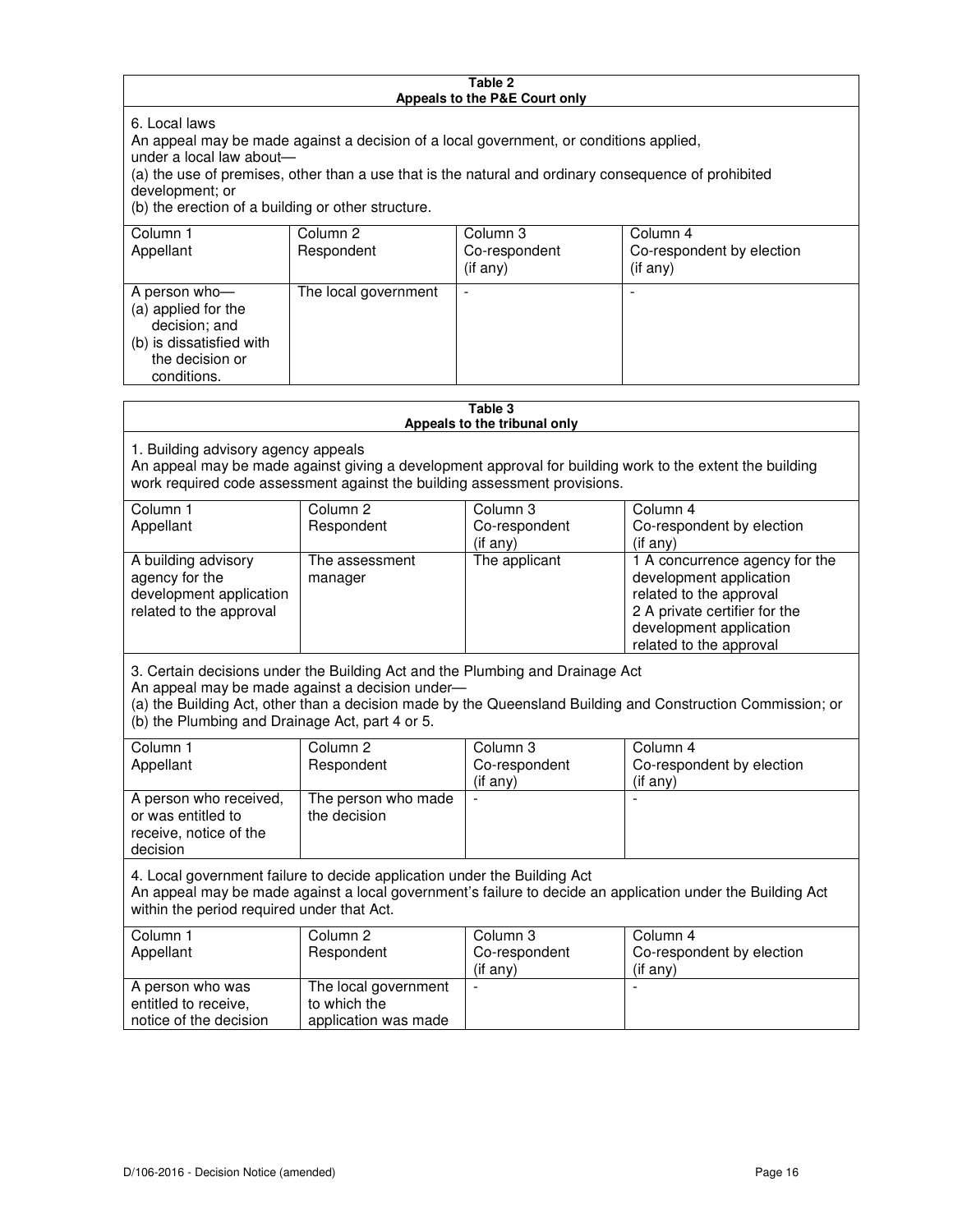**Table 2**
**Appeals to the P&E Court only**

6. Local laws
An appeal may be made against a decision of a local government, or conditions applied, under a local law about—
(a) the use of premises, other than a use that is the natural and ordinary consequence of prohibited development; or
(b) the erection of a building or other structure.

| Column 1<br>Appellant | Column 2<br>Respondent | Column 3<br>Co-respondent<br>(if any) | Column 4<br>Co-respondent by election<br>(if any) |
|---|---|---|---|
| A person who—<br>(a) applied for the decision; and<br>(b) is dissatisfied with the decision or conditions. | The local government | - | - |

**Table 3**
**Appeals to the tribunal only**

1. Building advisory agency appeals
An appeal may be made against giving a development approval for building work to the extent the building work required code assessment against the building assessment provisions.

| Column 1<br>Appellant | Column 2<br>Respondent | Column 3<br>Co-respondent<br>(if any) | Column 4<br>Co-respondent by election<br>(if any) |
|---|---|---|---|
| A building advisory agency for the development application related to the approval | The assessment manager | The applicant | 1 A concurrence agency for the development application related to the approval<br>2 A private certifier for the development application related to the approval |

3. Certain decisions under the Building Act and the Plumbing and Drainage Act
An appeal may be made against a decision under—
(a) the Building Act, other than a decision made by the Queensland Building and Construction Commission; or
(b) the Plumbing and Drainage Act, part 4 or 5.

| Column 1<br>Appellant | Column 2<br>Respondent | Column 3<br>Co-respondent<br>(if any) | Column 4<br>Co-respondent by election<br>(if any) |
|---|---|---|---|
| A person who received, or was entitled to receive, notice of the decision | The person who made the decision | - | - |

4. Local government failure to decide application under the Building Act
An appeal may be made against a local government's failure to decide an application under the Building Act within the period required under that Act.

| Column 1<br>Appellant | Column 2<br>Respondent | Column 3<br>Co-respondent<br>(if any) | Column 4<br>Co-respondent by election<br>(if any) |
|---|---|---|---|
| A person who was entitled to receive, notice of the decision | The local government to which the application was made | - | - |

D/106-2016 - Decision Notice (amended)